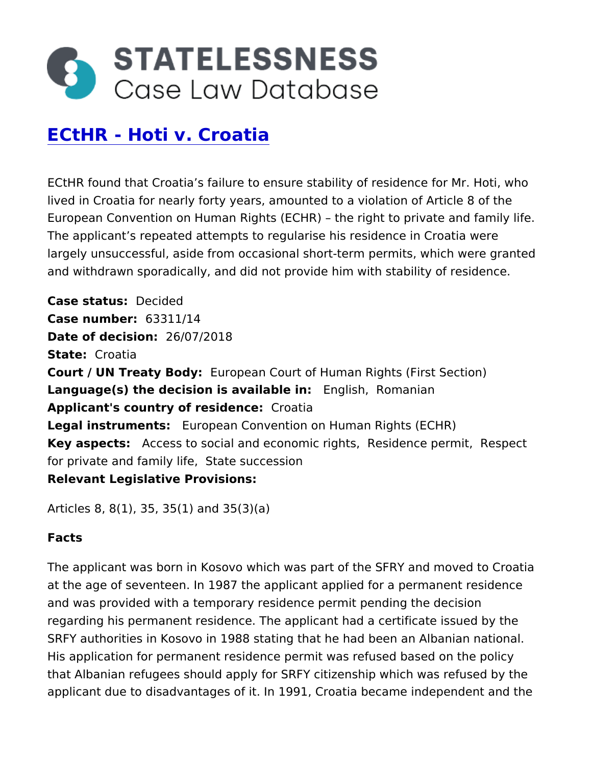# STATELESSNESS Case Law Database

## ECtHR - Hoti v. Croatia

ECtHR found that Croatia's failure to ensure stability of residence for Mr. Hoti, who lived in Croatia for nearly forty years, amounted to a violation of Article 8 of the European Convention on Human Rights (ECHR) – the right to private and family life. The applicant's repeated attempts to regularise his residence in Croatia were largely unsuccessful, aside from occasional short-term permits, which were granted and withdrawn sporadically, and did not provide him with stability of residence.

**Case status:** Decided
**Case number:** 63311/14
**Date of decision:** 26/07/2018
**State:** Croatia
**Court / UN Treaty Body:** European Court of Human Rights (First Section)
**Language(s) the decision is available in:** English, Romanian
**Applicant's country of residence:** Croatia
**Legal instruments:** European Convention on Human Rights (ECHR)
**Key aspects:** Access to social and economic rights, Residence permit, Respect for private and family life, State succession
**Relevant Legislative Provisions:**

Articles 8, 8(1), 35, 35(1) and 35(3)(a)

**Facts**

The applicant was born in Kosovo which was part of the SFRY and moved to Croatia at the age of seventeen. In 1987 the applicant applied for a permanent residence and was provided with a temporary residence permit pending the decision regarding his permanent residence. The applicant had a certificate issued by the SRFY authorities in Kosovo in 1988 stating that he had been an Albanian national. His application for permanent residence permit was refused based on the policy that Albanian refugees should apply for SRFY citizenship which was refused by the applicant due to disadvantages of it. In 1991, Croatia became independent and the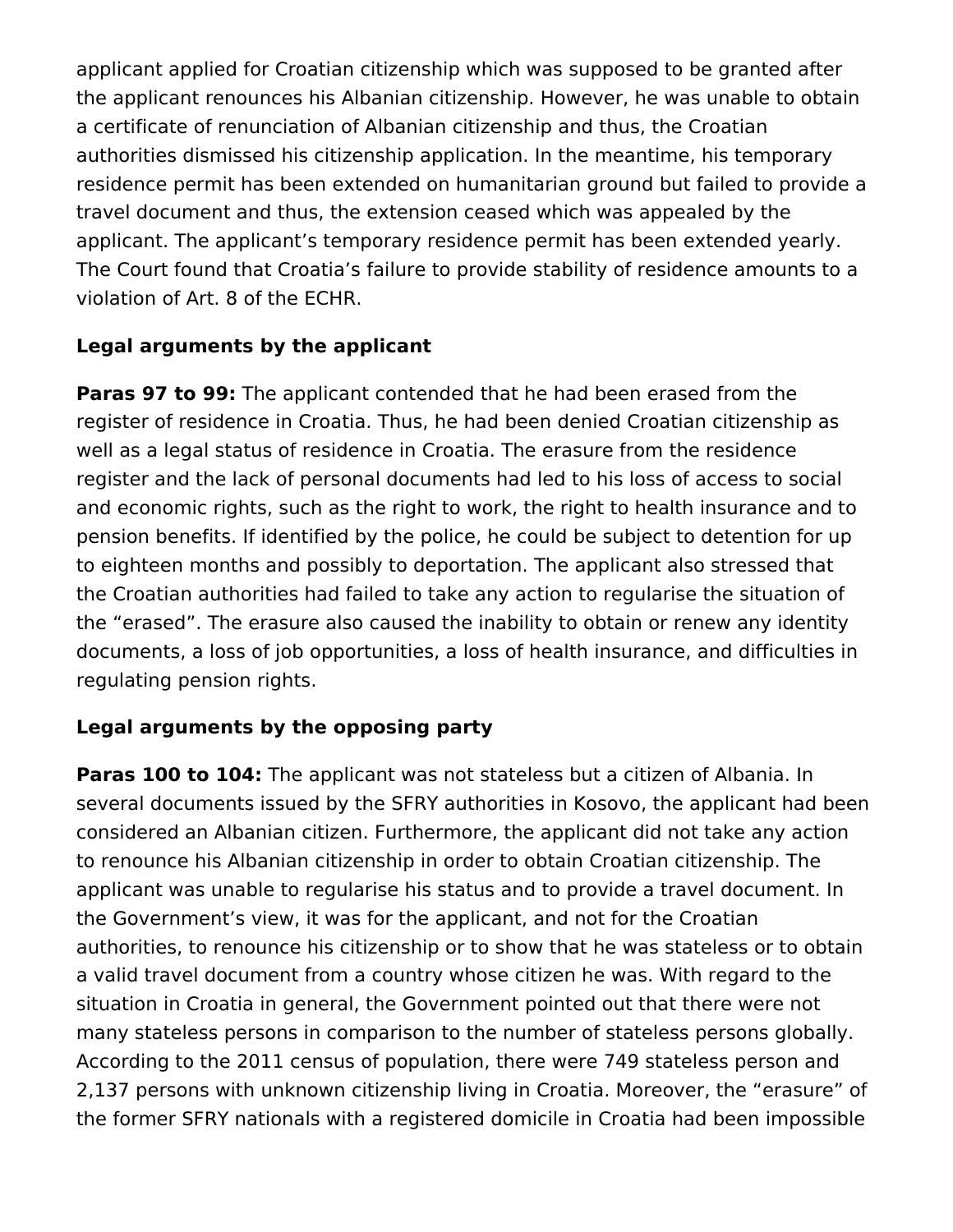applicant applied for Croatian citizenship which was supposed to be granted after the applicant renounces his Albanian citizenship. However, he was unable to obtain a certificate of renunciation of Albanian citizenship and thus, the Croatian authorities dismissed his citizenship application. In the meantime, his temporary residence permit has been extended on humanitarian ground but failed to provide a travel document and thus, the extension ceased which was appealed by the applicant. The applicant's temporary residence permit has been extended yearly. The Court found that Croatia's failure to provide stability of residence amounts to a violation of Art. 8 of the ECHR.

### Legal arguments by the applicant

**Paras 97 to 99:** The applicant contended that he had been erased from the register of residence in Croatia. Thus, he had been denied Croatian citizenship as well as a legal status of residence in Croatia. The erasure from the residence register and the lack of personal documents had led to his loss of access to social and economic rights, such as the right to work, the right to health insurance and to pension benefits. If identified by the police, he could be subject to detention for up to eighteen months and possibly to deportation. The applicant also stressed that the Croatian authorities had failed to take any action to regularise the situation of the "erased". The erasure also caused the inability to obtain or renew any identity documents, a loss of job opportunities, a loss of health insurance, and difficulties in regulating pension rights.

### Legal arguments by the opposing party

**Paras 100 to 104:** The applicant was not stateless but a citizen of Albania. In several documents issued by the SFRY authorities in Kosovo, the applicant had been considered an Albanian citizen. Furthermore, the applicant did not take any action to renounce his Albanian citizenship in order to obtain Croatian citizenship. The applicant was unable to regularise his status and to provide a travel document. In the Government's view, it was for the applicant, and not for the Croatian authorities, to renounce his citizenship or to show that he was stateless or to obtain a valid travel document from a country whose citizen he was. With regard to the situation in Croatia in general, the Government pointed out that there were not many stateless persons in comparison to the number of stateless persons globally. According to the 2011 census of population, there were 749 stateless person and 2,137 persons with unknown citizenship living in Croatia. Moreover, the "erasure" of the former SFRY nationals with a registered domicile in Croatia had been impossible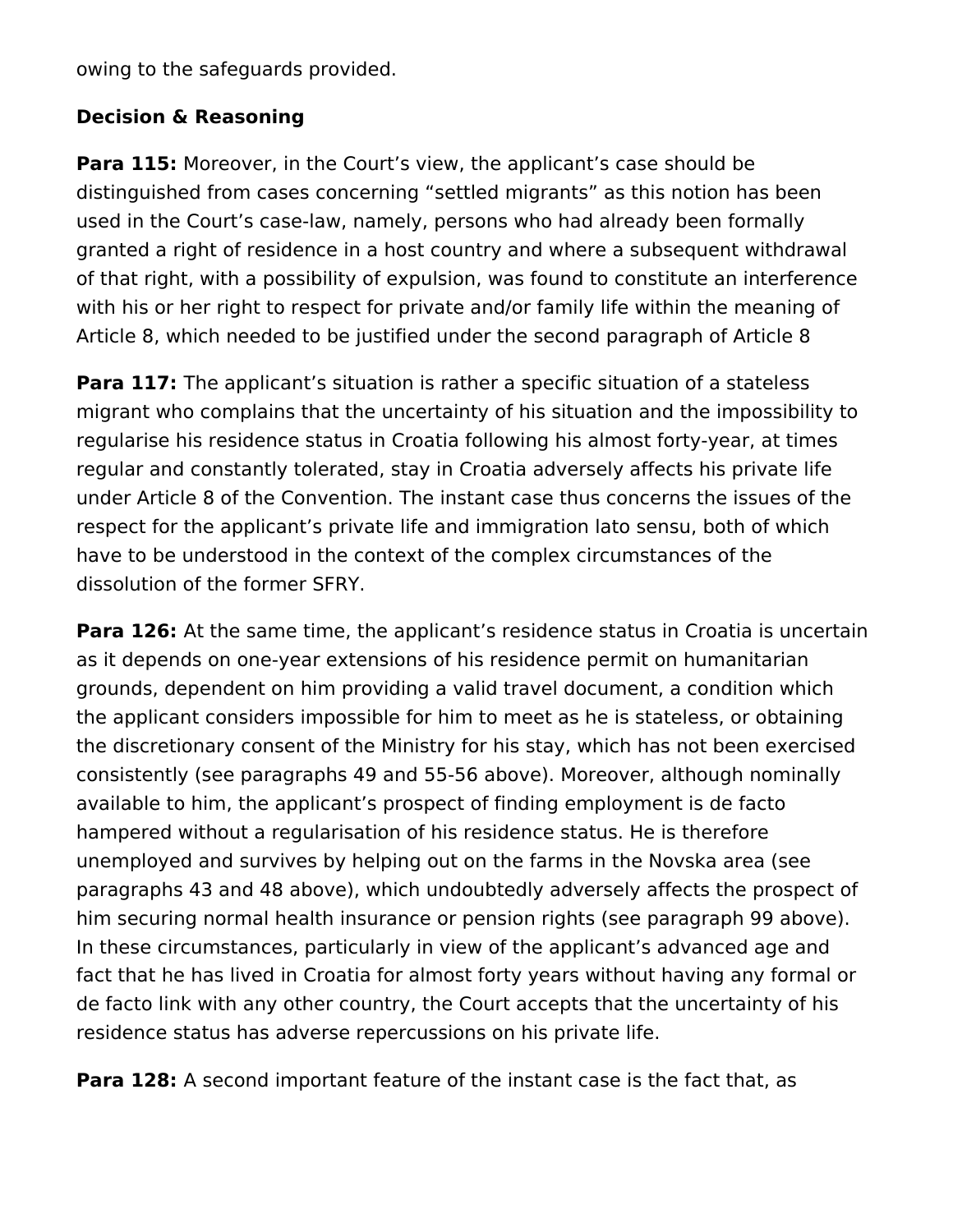owing to the safeguards provided.

**Decision & Reasoning**

**Para 115:** Moreover, in the Court's view, the applicant's case should be distinguished from cases concerning "settled migrants" as this notion has been used in the Court's case-law, namely, persons who had already been formally granted a right of residence in a host country and where a subsequent withdrawal of that right, with a possibility of expulsion, was found to constitute an interference with his or her right to respect for private and/or family life within the meaning of Article 8, which needed to be justified under the second paragraph of Article 8

**Para 117:** The applicant's situation is rather a specific situation of a stateless migrant who complains that the uncertainty of his situation and the impossibility to regularise his residence status in Croatia following his almost forty-year, at times regular and constantly tolerated, stay in Croatia adversely affects his private life under Article 8 of the Convention. The instant case thus concerns the issues of the respect for the applicant's private life and immigration lato sensu, both of which have to be understood in the context of the complex circumstances of the dissolution of the former SFRY.

**Para 126:** At the same time, the applicant's residence status in Croatia is uncertain as it depends on one-year extensions of his residence permit on humanitarian grounds, dependent on him providing a valid travel document, a condition which the applicant considers impossible for him to meet as he is stateless, or obtaining the discretionary consent of the Ministry for his stay, which has not been exercised consistently (see paragraphs 49 and 55-56 above). Moreover, although nominally available to him, the applicant's prospect of finding employment is de facto hampered without a regularisation of his residence status. He is therefore unemployed and survives by helping out on the farms in the Novska area (see paragraphs 43 and 48 above), which undoubtedly adversely affects the prospect of him securing normal health insurance or pension rights (see paragraph 99 above). In these circumstances, particularly in view of the applicant's advanced age and fact that he has lived in Croatia for almost forty years without having any formal or de facto link with any other country, the Court accepts that the uncertainty of his residence status has adverse repercussions on his private life.

**Para 128:** A second important feature of the instant case is the fact that, as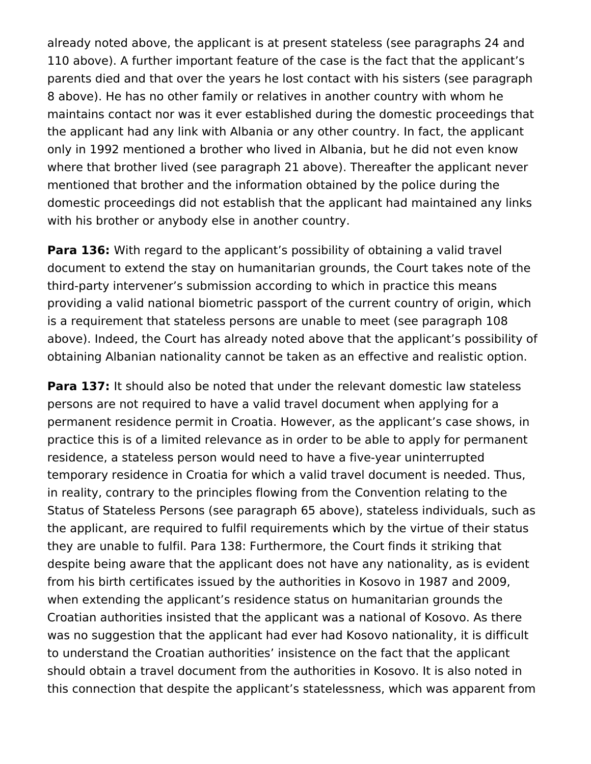already noted above, the applicant is at present stateless (see paragraphs 24 and 110 above). A further important feature of the case is the fact that the applicant's parents died and that over the years he lost contact with his sisters (see paragraph 8 above). He has no other family or relatives in another country with whom he maintains contact nor was it ever established during the domestic proceedings that the applicant had any link with Albania or any other country. In fact, the applicant only in 1992 mentioned a brother who lived in Albania, but he did not even know where that brother lived (see paragraph 21 above). Thereafter the applicant never mentioned that brother and the information obtained by the police during the domestic proceedings did not establish that the applicant had maintained any links with his brother or anybody else in another country.

**Para 136:** With regard to the applicant's possibility of obtaining a valid travel document to extend the stay on humanitarian grounds, the Court takes note of the third-party intervener's submission according to which in practice this means providing a valid national biometric passport of the current country of origin, which is a requirement that stateless persons are unable to meet (see paragraph 108 above). Indeed, the Court has already noted above that the applicant's possibility of obtaining Albanian nationality cannot be taken as an effective and realistic option.

**Para 137:** It should also be noted that under the relevant domestic law stateless persons are not required to have a valid travel document when applying for a permanent residence permit in Croatia. However, as the applicant's case shows, in practice this is of a limited relevance as in order to be able to apply for permanent residence, a stateless person would need to have a five-year uninterrupted temporary residence in Croatia for which a valid travel document is needed. Thus, in reality, contrary to the principles flowing from the Convention relating to the Status of Stateless Persons (see paragraph 65 above), stateless individuals, such as the applicant, are required to fulfil requirements which by the virtue of their status they are unable to fulfil. Para 138: Furthermore, the Court finds it striking that despite being aware that the applicant does not have any nationality, as is evident from his birth certificates issued by the authorities in Kosovo in 1987 and 2009, when extending the applicant's residence status on humanitarian grounds the Croatian authorities insisted that the applicant was a national of Kosovo. As there was no suggestion that the applicant had ever had Kosovo nationality, it is difficult to understand the Croatian authorities' insistence on the fact that the applicant should obtain a travel document from the authorities in Kosovo. It is also noted in this connection that despite the applicant's statelessness, which was apparent from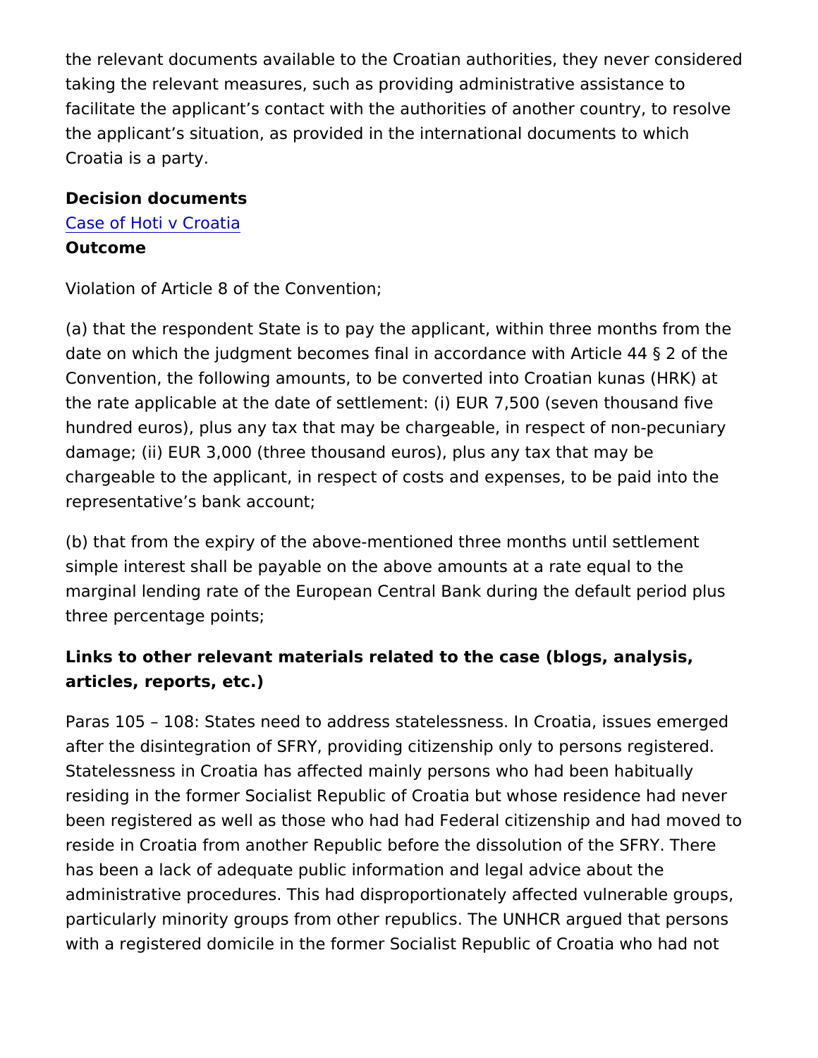the relevant documents available to the Croatian authorities, they never considered taking the relevant measures, such as providing administrative assistance to facilitate the applicant's contact with the authorities of another country, to resolve the applicant's situation, as provided in the international documents to which Croatia is a party.

**Decision documents**

[Case of Hoti v Croatia]

**Outcome**

Violation of Article 8 of the Convention;

(a) that the respondent State is to pay the applicant, within three months from the date on which the judgment becomes final in accordance with Article 44 § 2 of the Convention, the following amounts, to be converted into Croatian kunas (HRK) at the rate applicable at the date of settlement: (i) EUR 7,500 (seven thousand five hundred euros), plus any tax that may be chargeable, in respect of non-pecuniary damage; (ii) EUR 3,000 (three thousand euros), plus any tax that may be chargeable to the applicant, in respect of costs and expenses, to be paid into the representative's bank account;

(b) that from the expiry of the above-mentioned three months until settlement simple interest shall be payable on the above amounts at a rate equal to the marginal lending rate of the European Central Bank during the default period plus three percentage points;

**Links to other relevant materials related to the case (blogs, analysis, articles, reports, etc.)**

Paras 105 – 108: States need to address statelessness. In Croatia, issues emerged after the disintegration of SFRY, providing citizenship only to persons registered. Statelessness in Croatia has affected mainly persons who had been habitually residing in the former Socialist Republic of Croatia but whose residence had never been registered as well as those who had had Federal citizenship and had moved to reside in Croatia from another Republic before the dissolution of the SFRY. There has been a lack of adequate public information and legal advice about the administrative procedures. This had disproportionately affected vulnerable groups, particularly minority groups from other republics. The UNHCR argued that persons with a registered domicile in the former Socialist Republic of Croatia who had not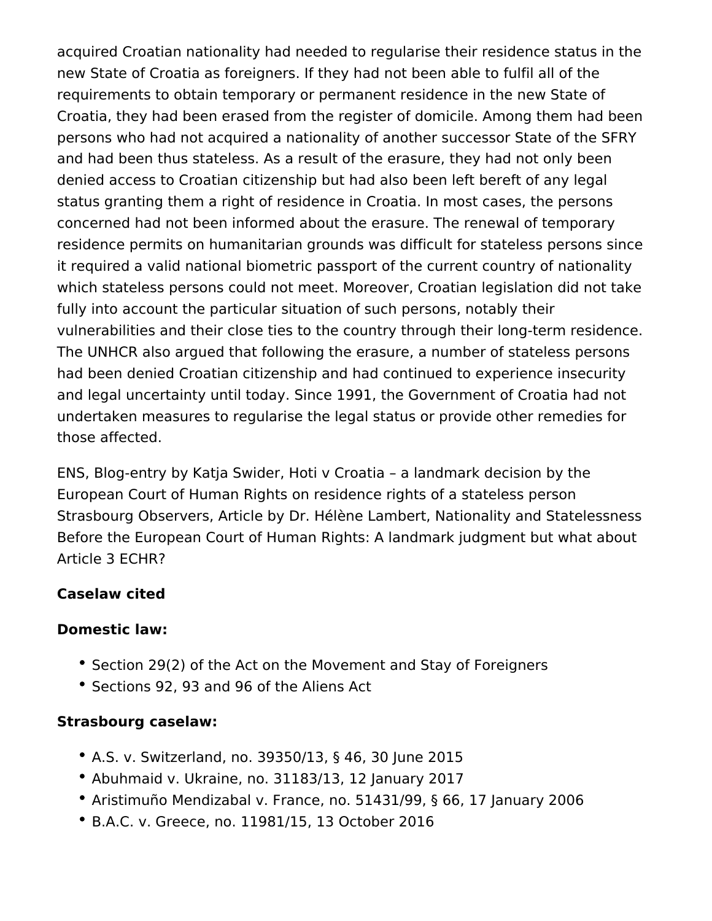acquired Croatian nationality had needed to regularise their residence status in the new State of Croatia as foreigners. If they had not been able to fulfil all of the requirements to obtain temporary or permanent residence in the new State of Croatia, they had been erased from the register of domicile. Among them had been persons who had not acquired a nationality of another successor State of the SFRY and had been thus stateless. As a result of the erasure, they had not only been denied access to Croatian citizenship but had also been left bereft of any legal status granting them a right of residence in Croatia. In most cases, the persons concerned had not been informed about the erasure. The renewal of temporary residence permits on humanitarian grounds was difficult for stateless persons since it required a valid national biometric passport of the current country of nationality which stateless persons could not meet. Moreover, Croatian legislation did not take fully into account the particular situation of such persons, notably their vulnerabilities and their close ties to the country through their long-term residence. The UNHCR also argued that following the erasure, a number of stateless persons had been denied Croatian citizenship and had continued to experience insecurity and legal uncertainty until today. Since 1991, the Government of Croatia had not undertaken measures to regularise the legal status or provide other remedies for those affected.

ENS, Blog-entry by Katja Swider, Hoti v Croatia – a landmark decision by the European Court of Human Rights on residence rights of a stateless person Strasbourg Observers, Article by Dr. Hélène Lambert, Nationality and Statelessness Before the European Court of Human Rights: A landmark judgment but what about Article 3 ECHR?

**Caselaw cited**

**Domestic law:**

- Section 29(2) of the Act on the Movement and Stay of Foreigners
- Sections 92, 93 and 96 of the Aliens Act

**Strasbourg caselaw:**

- A.S. v. Switzerland, no. 39350/13, § 46, 30 June 2015
- Abuhmaid v. Ukraine, no. 31183/13, 12 January 2017
- Aristimuño Mendizabal v. France, no. 51431/99, § 66, 17 January 2006
- B.A.C. v. Greece, no. 11981/15, 13 October 2016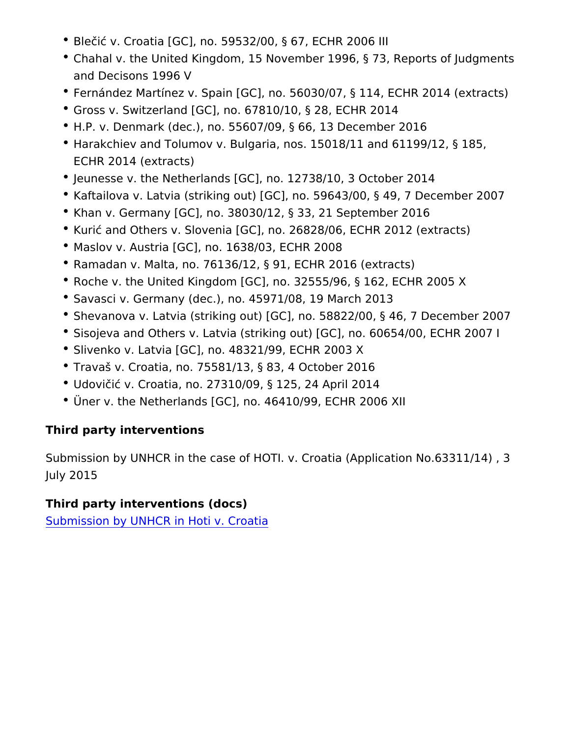- Blečić v. Croatia [GC], no. 59532/00, § 67, ECHR 2006 III
- Chahal v. the United Kingdom, 15 November 1996, § 73, Reports of Judgments and Decisons 1996 V
- Fernández Martínez v. Spain [GC], no. 56030/07, § 114, ECHR 2014 (extracts)
- Gross v. Switzerland [GC], no. 67810/10, § 28, ECHR 2014
- H.P. v. Denmark (dec.), no. 55607/09, § 66, 13 December 2016
- Harakchiev and Tolumov v. Bulgaria, nos. 15018/11 and 61199/12, § 185, ECHR 2014 (extracts)
- Jeunesse v. the Netherlands [GC], no. 12738/10, 3 October 2014
- Kaftailova v. Latvia (striking out) [GC], no. 59643/00, § 49, 7 December 2007
- Khan v. Germany [GC], no. 38030/12, § 33, 21 September 2016
- Kurić and Others v. Slovenia [GC], no. 26828/06, ECHR 2012 (extracts)
- Maslov v. Austria [GC], no. 1638/03, ECHR 2008
- Ramadan v. Malta, no. 76136/12, § 91, ECHR 2016 (extracts)
- Roche v. the United Kingdom [GC], no. 32555/96, § 162, ECHR 2005 X
- Savasci v. Germany (dec.), no. 45971/08, 19 March 2013
- Shevanova v. Latvia (striking out) [GC], no. 58822/00, § 46, 7 December 2007
- Sisojeva and Others v. Latvia (striking out) [GC], no. 60654/00, ECHR 2007 I
- Slivenko v. Latvia [GC], no. 48321/99, ECHR 2003 X
- Travaš v. Croatia, no. 75581/13, § 83, 4 October 2016
- Udovičić v. Croatia, no. 27310/09, § 125, 24 April 2014
- Üner v. the Netherlands [GC], no. 46410/99, ECHR 2006 XII

**Third party interventions**

Submission by UNHCR in the case of HOTI. v. Croatia (Application No.63311/14) , 3 July 2015

**Third party interventions (docs)**

Submission by UNHCR in Hoti v. Croatia